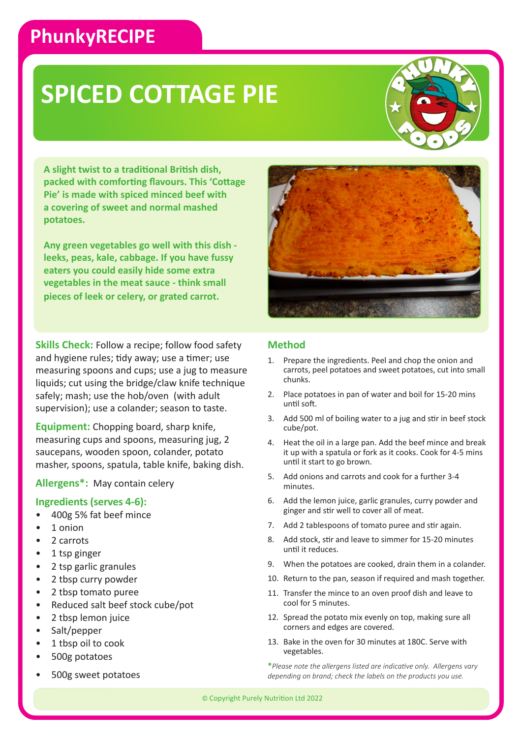PhunkyRECIPE

# SPICED COTTAGE PIE

**A slight twist to a traditional British dish, packed with comforting flavours. This 'Cottage Pie' is made with spiced minced beef with a covering of sweet and normal mashed potatoes.**

**Any green vegetables go well with this dish - leeks, peas, kale, cabbage. If you have fussy eaters you could easily hide some extra vegetables in the meat sauce - think small pieces of leek or celery, or grated carrot.**

**Skills Check:** Follow a recipe; follow food safety and hygiene rules; tidy away; use a timer; use measuring spoons and cups; use a jug to measure liquids; cut using the bridge/claw knife technique safely; mash; use the hob/oven (with adult supervision); use a colander; season to taste.

**Equipment:** Chopping board, sharp knife, measuring cups and spoons, measuring jug, 2 saucepans, wooden spoon, colander, potato masher, spoons, spatula, table knife, baking dish.

**Allergens*:** May contain celery

## Ingredients (serves 4-6):

- 400g 5% fat beef mince
- 1 onion
- 2 carrots
- 1 tsp ginger
- 2 tsp garlic granules
- 2 tbsp curry powder
- 2 tbsp tomato puree
- Reduced salt beef stock cube/pot
- 2 tbsp lemon juice
- Salt/pepper
- 1 tbsp oil to cook
- 500g potatoes
- 500g sweet potatoes

## Method

1. Prepare the ingredients. Peel and chop the onion and carrots, peel potatoes and sweet potatoes, cut into small chunks.
2. Place potatoes in pan of water and boil for 15-20 mins until soft.
3. Add 500 ml of boiling water to a jug and stir in beef stock cube/pot.
4. Heat the oil in a large pan. Add the beef mince and break it up with a spatula or fork as it cooks. Cook for 4-5 mins until it start to go brown.
5. Add onions and carrots and cook for a further 3-4 minutes.
6. Add the lemon juice, garlic granules, curry powder and ginger and stir well to cover all of meat.
7. Add 2 tablespoons of tomato puree and stir again.
8. Add stock, stir and leave to simmer for 15-20 minutes until it reduces.
9. When the potatoes are cooked, drain them in a colander.
10. Return to the pan, season if required and mash together.
11. Transfer the mince to an oven proof dish and leave to cool for 5 minutes.
12. Spread the potato mix evenly on top, making sure all corners and edges are covered.
13. Bake in the oven for 30 minutes at 180C. Serve with vegetables.

**\***_Please note the allergens listed are indicative only. Allergens vary depending on brand; check the labels on the products you use._

© Copyright Purely Nutrition Ltd 2022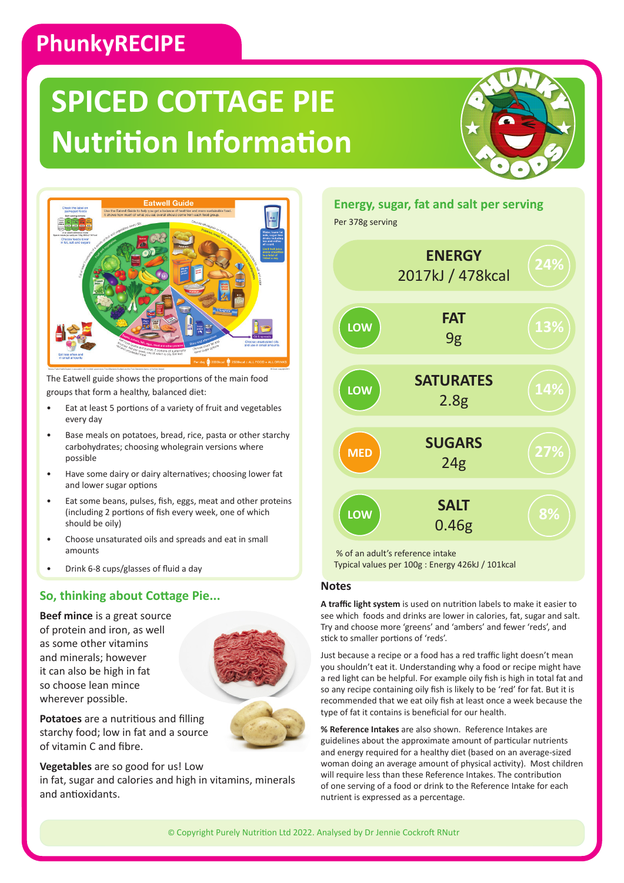PhunkyRECIPE

# SPICED COTTAGE PIE Nutrition Information

The Eatwell guide shows the proportions of the main food groups that form a healthy, balanced diet:

- Eat at least 5 portions of a variety of fruit and vegetables every day
- Base meals on potatoes, bread, rice, pasta or other starchy carbohydrates; choosing wholegrain versions where possible
- Have some dairy or dairy alternatives; choosing lower fat and lower sugar options
- Eat some beans, pulses, fish, eggs, meat and other proteins (including 2 portions of fish every week, one of which should be oily)
- Choose unsaturated oils and spreads and eat in small amounts
- Drink 6-8 cups/glasses of fluid a day

## Energy, sugar, fat and salt per serving

Per 378g serving

| | | |
|---|---|---|
| | ENERGY 2017kJ / 478kcal | 24% |
| LOW | FAT 9g | 13% |
| LOW | SATURATES 2.8g | 14% |
| MED | SUGARS 24g | 27% |
| LOW | SALT 0.46g | 8% |

% of an adult's reference intake
Typical values per 100g : Energy 426kJ / 101kcal

## So, thinking about Cottage Pie...

**Beef mince** is a great source of protein and iron, as well as some other vitamins and minerals; however it can also be high in fat so choose lean mince wherever possible.

**Potatoes** are a nutritious and filling starchy food; low in fat and a source of vitamin C and fibre.

**Vegetables** are so good for us! Low in fat, sugar and calories and high in vitamins, minerals and antioxidants.

## Notes

**A traffic light system** is used on nutrition labels to make it easier to see which foods and drinks are lower in calories, fat, sugar and salt. Try and choose more 'greens' and 'ambers' and fewer 'reds', and stick to smaller portions of 'reds'.

Just because a recipe or a food has a red traffic light doesn't mean you shouldn't eat it. Understanding why a food or recipe might have a red light can be helpful. For example oily fish is high in total fat and so any recipe containing oily fish is likely to be 'red' for fat. But it is recommended that we eat oily fish at least once a week because the type of fat it contains is beneficial for our health.

**% Reference Intakes** are also shown. Reference Intakes are guidelines about the approximate amount of particular nutrients and energy required for a healthy diet (based on an average-sized woman doing an average amount of physical activity). Most children will require less than these Reference Intakes. The contribution of one serving of a food or drink to the Reference Intake for each nutrient is expressed as a percentage.

© Copyright Purely Nutrition Ltd 2022. Analysed by Dr Jennie Cockroft RNutr